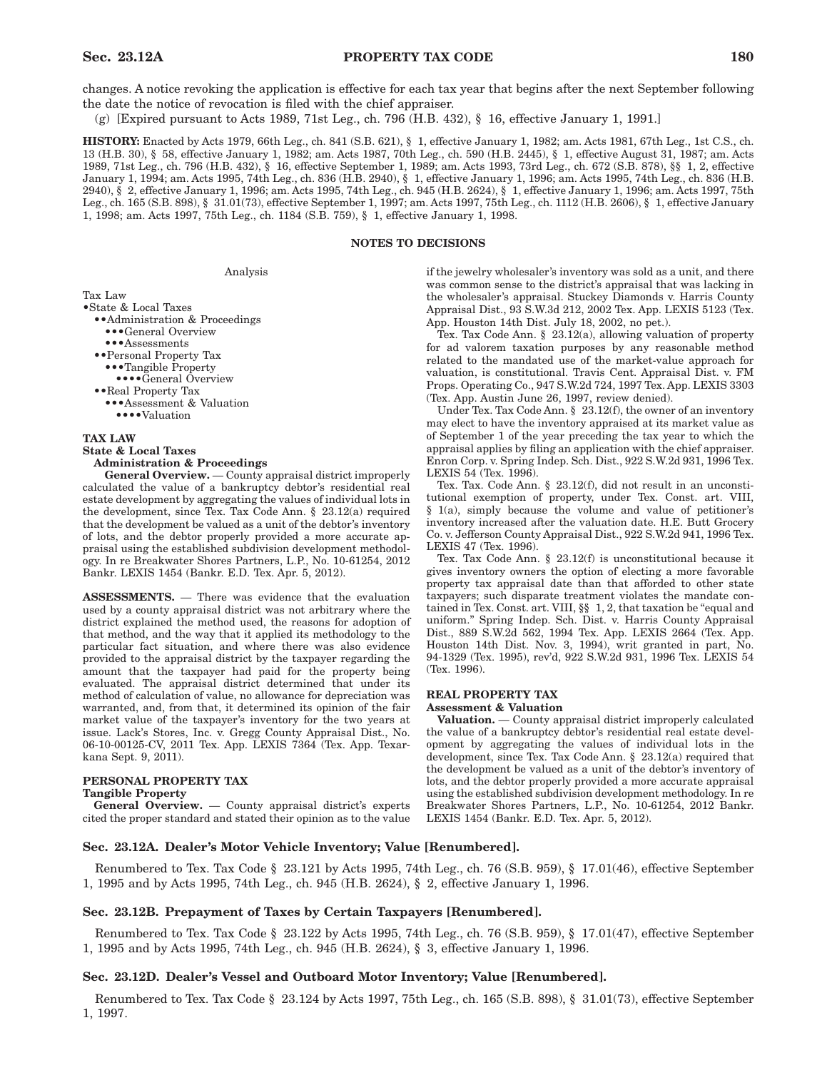changes. A notice revoking the application is effective for each tax year that begins after the next September following the date the notice of revocation is filed with the chief appraiser.

(g) [Expired pursuant to Acts 1989, 71st Leg., ch. 796 (H.B. 432), § 16, effective January 1, 1991.]

**HISTORY:** Enacted by Acts 1979, 66th Leg., ch. 841 (S.B. 621), § 1, effective January 1, 1982; am. Acts 1981, 67th Leg., 1st C.S., ch. 13 (H.B. 30), § 58, effective January 1, 1982; am. Acts 1987, 70th Leg., ch. 590 (H.B. 2445), § 1, effective August 31, 1987; am. Acts 1989, 71st Leg., ch. 796 (H.B. 432), § 16, effective September 1, 1989; am. Acts 1993, 73rd Leg., ch. 672 (S.B. 878), §§ 1, 2, effective January 1, 1994; am. Acts 1995, 74th Leg., ch. 836 (H.B. 2940), § 1, effective January 1, 1996; am. Acts 1995, 74th Leg., ch. 836 (H.B. 2940), § 2, effective January 1, 1996; am. Acts 1995, 74th Leg., ch. 945 (H.B. 2624), § 1, effective January 1, 1996; am. Acts 1997, 75th Leg., ch. 165 (S.B. 898), § 31.01(73), effective September 1, 1997; am. Acts 1997, 75th Leg., ch. 1112 (H.B. 2606), § 1, effective January 1, 1998; am. Acts 1997, 75th Leg., ch. 1184 (S.B. 759), § 1, effective January 1, 1998.

## NOTES TO DECISIONS

Analysis

Tax Law
- •State & Local Taxes
  - ••Administration & Proceedings
    - •••General Overview
    - •••Assessments
  - ••Personal Property Tax
    - •••Tangible Property
      - ••••General Overview
  - ••Real Property Tax
    - •••Assessment & Valuation
      - ••••Valuation

### TAX LAW

#### State & Local Taxes

##### Administration & Proceedings

**General Overview.** — County appraisal district improperly calculated the value of a bankruptcy debtor's residential real estate development by aggregating the values of individual lots in the development, since Tex. Tax Code Ann. § 23.12(a) required that the development be valued as a unit of the debtor's inventory of lots, and the debtor properly provided a more accurate appraisal using the established subdivision development methodology. In re Breakwater Shores Partners, L.P., No. 10-61254, 2012 Bankr. LEXIS 1454 (Bankr. E.D. Tex. Apr. 5, 2012).

**ASSESSMENTS.** — There was evidence that the evaluation used by a county appraisal district was not arbitrary where the district explained the method used, the reasons for adoption of that method, and the way that it applied its methodology to the particular fact situation, and where there was also evidence provided to the appraisal district by the taxpayer regarding the amount that the taxpayer had paid for the property being evaluated. The appraisal district determined that under its method of calculation of value, no allowance for depreciation was warranted, and, from that, it determined its opinion of the fair market value of the taxpayer's inventory for the two years at issue. Lack's Stores, Inc. v. Gregg County Appraisal Dist., No. 06-10-00125-CV, 2011 Tex. App. LEXIS 7364 (Tex. App. Texarkana Sept. 9, 2011).

#### PERSONAL PROPERTY TAX

##### Tangible Property

**General Overview.** — County appraisal district's experts cited the proper standard and stated their opinion as to the value if the jewelry wholesaler's inventory was sold as a unit, and there was common sense to the district's appraisal that was lacking in the wholesaler's appraisal. Stuckey Diamonds v. Harris County Appraisal Dist., 93 S.W.3d 212, 2002 Tex. App. LEXIS 5123 (Tex. App. Houston 14th Dist. July 18, 2002, no pet.).

Tex. Tax Code Ann. § 23.12(a), allowing valuation of property for ad valorem taxation purposes by any reasonable method related to the mandated use of the market-value approach for valuation, is constitutional. Travis Cent. Appraisal Dist. v. FM Props. Operating Co., 947 S.W.2d 724, 1997 Tex. App. LEXIS 3303 (Tex. App. Austin June 26, 1997, review denied).

Under Tex. Tax Code Ann. § 23.12(f), the owner of an inventory may elect to have the inventory appraised at its market value as of September 1 of the year preceding the tax year to which the appraisal applies by filing an application with the chief appraiser. Enron Corp. v. Spring Indep. Sch. Dist., 922 S.W.2d 931, 1996 Tex. LEXIS 54 (Tex. 1996).

Tex. Tax. Code Ann. § 23.12(f), did not result in an unconstitutional exemption of property, under Tex. Const. art. VIII, § 1(a), simply because the volume and value of petitioner's inventory increased after the valuation date. H.E. Butt Grocery Co. v. Jefferson County Appraisal Dist., 922 S.W.2d 941, 1996 Tex. LEXIS 47 (Tex. 1996).

Tex. Tax Code Ann. § 23.12(f) is unconstitutional because it gives inventory owners the option of electing a more favorable property tax appraisal date than that afforded to other state taxpayers; such disparate treatment violates the mandate contained in Tex. Const. art. VIII, §§ 1, 2, that taxation be "equal and uniform." Spring Indep. Sch. Dist. v. Harris County Appraisal Dist., 889 S.W.2d 562, 1994 Tex. App. LEXIS 2664 (Tex. App. Houston 14th Dist. Nov. 3, 1994), writ granted in part, No. 94-1329 (Tex. 1995), rev'd, 922 S.W.2d 931, 1996 Tex. LEXIS 54 (Tex. 1996).

#### REAL PROPERTY TAX

##### Assessment & Valuation

**Valuation.** — County appraisal district improperly calculated the value of a bankruptcy debtor's residential real estate development by aggregating the values of individual lots in the development, since Tex. Tax Code Ann. § 23.12(a) required that the development be valued as a unit of the debtor's inventory of lots, and the debtor properly provided a more accurate appraisal using the established subdivision development methodology. In re Breakwater Shores Partners, L.P., No. 10-61254, 2012 Bankr. LEXIS 1454 (Bankr. E.D. Tex. Apr. 5, 2012).

## Sec. 23.12A. Dealer's Motor Vehicle Inventory; Value [Renumbered].

Renumbered to Tex. Tax Code § 23.121 by Acts 1995, 74th Leg., ch. 76 (S.B. 959), § 17.01(46), effective September 1, 1995 and by Acts 1995, 74th Leg., ch. 945 (H.B. 2624), § 2, effective January 1, 1996.

## Sec. 23.12B. Prepayment of Taxes by Certain Taxpayers [Renumbered].

Renumbered to Tex. Tax Code § 23.122 by Acts 1995, 74th Leg., ch. 76 (S.B. 959), § 17.01(47), effective September 1, 1995 and by Acts 1995, 74th Leg., ch. 945 (H.B. 2624), § 3, effective January 1, 1996.

## Sec. 23.12D. Dealer's Vessel and Outboard Motor Inventory; Value [Renumbered].

Renumbered to Tex. Tax Code § 23.124 by Acts 1997, 75th Leg., ch. 165 (S.B. 898), § 31.01(73), effective September 1, 1997.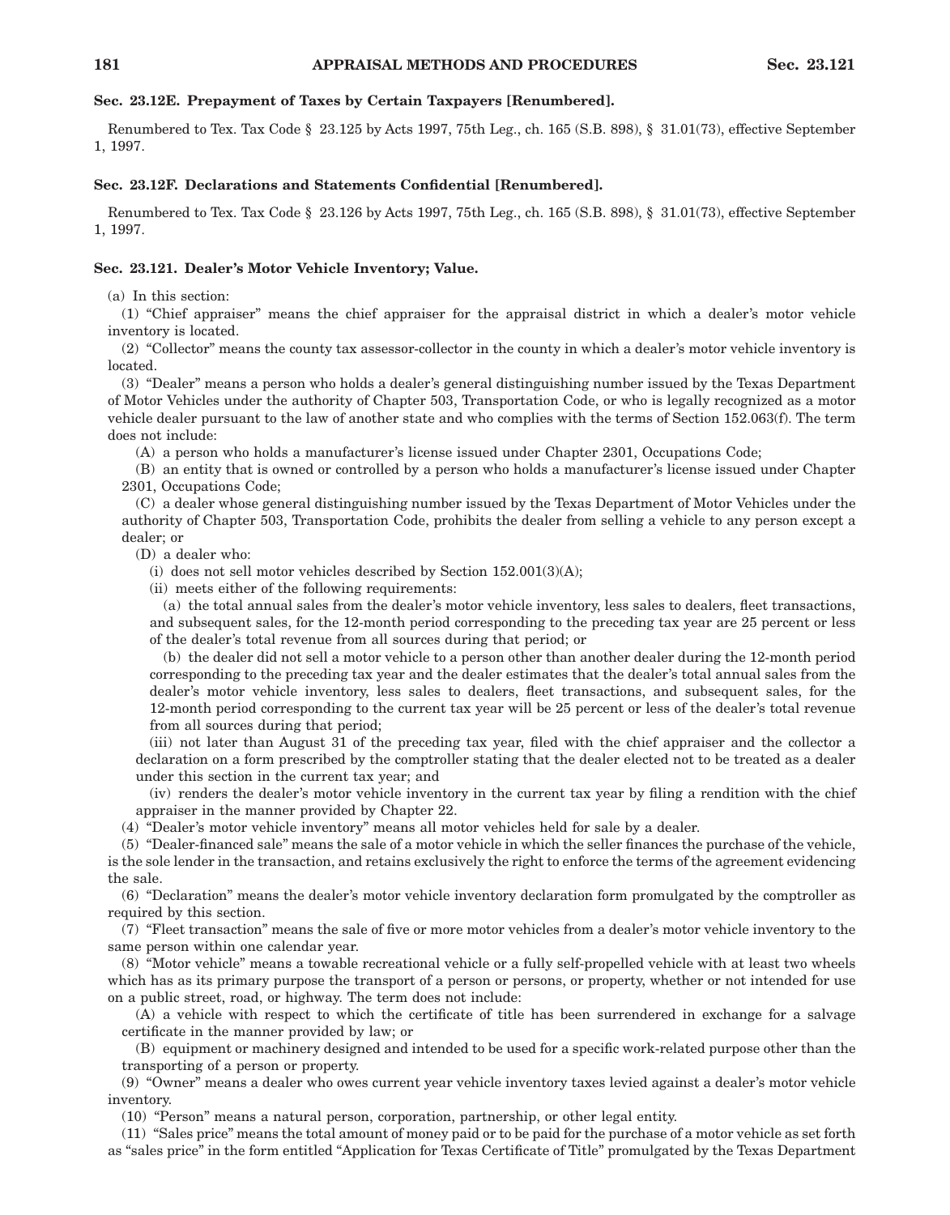### Sec. 23.12E. Prepayment of Taxes by Certain Taxpayers [Renumbered].

Renumbered to Tex. Tax Code § 23.125 by Acts 1997, 75th Leg., ch. 165 (S.B. 898), § 31.01(73), effective September 1, 1997.

### Sec. 23.12F. Declarations and Statements Confidential [Renumbered].

Renumbered to Tex. Tax Code § 23.126 by Acts 1997, 75th Leg., ch. 165 (S.B. 898), § 31.01(73), effective September 1, 1997.

### Sec. 23.121. Dealer's Motor Vehicle Inventory; Value.

(a) In this section:

(1) "Chief appraiser" means the chief appraiser for the appraisal district in which a dealer's motor vehicle inventory is located.

(2) "Collector" means the county tax assessor-collector in the county in which a dealer's motor vehicle inventory is located.

(3) "Dealer" means a person who holds a dealer's general distinguishing number issued by the Texas Department of Motor Vehicles under the authority of Chapter 503, Transportation Code, or who is legally recognized as a motor vehicle dealer pursuant to the law of another state and who complies with the terms of Section 152.063(f). The term does not include:

(A) a person who holds a manufacturer's license issued under Chapter 2301, Occupations Code;

(B) an entity that is owned or controlled by a person who holds a manufacturer's license issued under Chapter 2301, Occupations Code;

(C) a dealer whose general distinguishing number issued by the Texas Department of Motor Vehicles under the authority of Chapter 503, Transportation Code, prohibits the dealer from selling a vehicle to any person except a dealer; or

(D) a dealer who:

(i) does not sell motor vehicles described by Section 152.001(3)(A);

(ii) meets either of the following requirements:

(a) the total annual sales from the dealer's motor vehicle inventory, less sales to dealers, fleet transactions, and subsequent sales, for the 12-month period corresponding to the preceding tax year are 25 percent or less of the dealer's total revenue from all sources during that period; or

(b) the dealer did not sell a motor vehicle to a person other than another dealer during the 12-month period corresponding to the preceding tax year and the dealer estimates that the dealer's total annual sales from the dealer's motor vehicle inventory, less sales to dealers, fleet transactions, and subsequent sales, for the 12-month period corresponding to the current tax year will be 25 percent or less of the dealer's total revenue from all sources during that period;

(iii) not later than August 31 of the preceding tax year, filed with the chief appraiser and the collector a declaration on a form prescribed by the comptroller stating that the dealer elected not to be treated as a dealer under this section in the current tax year; and

(iv) renders the dealer's motor vehicle inventory in the current tax year by filing a rendition with the chief appraiser in the manner provided by Chapter 22.

(4) "Dealer's motor vehicle inventory" means all motor vehicles held for sale by a dealer.

(5) "Dealer-financed sale" means the sale of a motor vehicle in which the seller finances the purchase of the vehicle, is the sole lender in the transaction, and retains exclusively the right to enforce the terms of the agreement evidencing the sale.

(6) "Declaration" means the dealer's motor vehicle inventory declaration form promulgated by the comptroller as required by this section.

(7) "Fleet transaction" means the sale of five or more motor vehicles from a dealer's motor vehicle inventory to the same person within one calendar year.

(8) "Motor vehicle" means a towable recreational vehicle or a fully self-propelled vehicle with at least two wheels which has as its primary purpose the transport of a person or persons, or property, whether or not intended for use on a public street, road, or highway. The term does not include:

(A) a vehicle with respect to which the certificate of title has been surrendered in exchange for a salvage certificate in the manner provided by law; or

(B) equipment or machinery designed and intended to be used for a specific work-related purpose other than the transporting of a person or property.

(9) "Owner" means a dealer who owes current year vehicle inventory taxes levied against a dealer's motor vehicle inventory.

(10) "Person" means a natural person, corporation, partnership, or other legal entity.

(11) "Sales price" means the total amount of money paid or to be paid for the purchase of a motor vehicle as set forth as "sales price" in the form entitled "Application for Texas Certificate of Title" promulgated by the Texas Department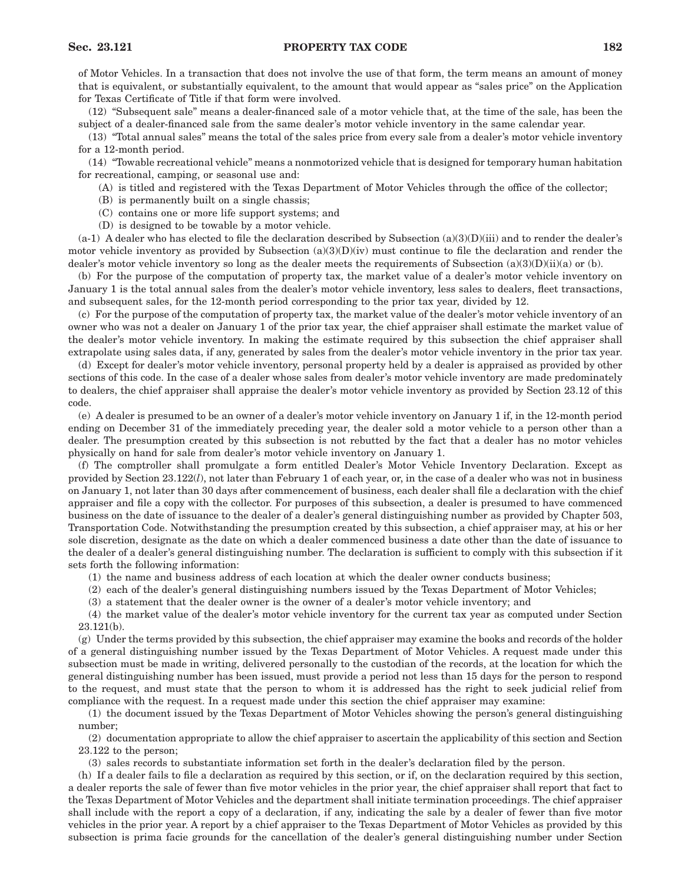of Motor Vehicles. In a transaction that does not involve the use of that form, the term means an amount of money that is equivalent, or substantially equivalent, to the amount that would appear as "sales price" on the Application for Texas Certificate of Title if that form were involved.

(12) "Subsequent sale" means a dealer-financed sale of a motor vehicle that, at the time of the sale, has been the subject of a dealer-financed sale from the same dealer's motor vehicle inventory in the same calendar year.

(13) "Total annual sales" means the total of the sales price from every sale from a dealer's motor vehicle inventory for a 12-month period.

(14) "Towable recreational vehicle" means a nonmotorized vehicle that is designed for temporary human habitation for recreational, camping, or seasonal use and:

(A) is titled and registered with the Texas Department of Motor Vehicles through the office of the collector;

(B) is permanently built on a single chassis;

(C) contains one or more life support systems; and

(D) is designed to be towable by a motor vehicle.

(a-1) A dealer who has elected to file the declaration described by Subsection (a)(3)(D)(iii) and to render the dealer's motor vehicle inventory as provided by Subsection (a)(3)(D)(iv) must continue to file the declaration and render the dealer's motor vehicle inventory so long as the dealer meets the requirements of Subsection (a)(3)(D)(ii)(a) or (b).

(b) For the purpose of the computation of property tax, the market value of a dealer's motor vehicle inventory on January 1 is the total annual sales from the dealer's motor vehicle inventory, less sales to dealers, fleet transactions, and subsequent sales, for the 12-month period corresponding to the prior tax year, divided by 12.

(c) For the purpose of the computation of property tax, the market value of the dealer's motor vehicle inventory of an owner who was not a dealer on January 1 of the prior tax year, the chief appraiser shall estimate the market value of the dealer's motor vehicle inventory. In making the estimate required by this subsection the chief appraiser shall extrapolate using sales data, if any, generated by sales from the dealer's motor vehicle inventory in the prior tax year.

(d) Except for dealer's motor vehicle inventory, personal property held by a dealer is appraised as provided by other sections of this code. In the case of a dealer whose sales from dealer's motor vehicle inventory are made predominately to dealers, the chief appraiser shall appraise the dealer's motor vehicle inventory as provided by Section 23.12 of this code.

(e) A dealer is presumed to be an owner of a dealer's motor vehicle inventory on January 1 if, in the 12-month period ending on December 31 of the immediately preceding year, the dealer sold a motor vehicle to a person other than a dealer. The presumption created by this subsection is not rebutted by the fact that a dealer has no motor vehicles physically on hand for sale from dealer's motor vehicle inventory on January 1.

(f) The comptroller shall promulgate a form entitled Dealer's Motor Vehicle Inventory Declaration. Except as provided by Section 23.122(*l*), not later than February 1 of each year, or, in the case of a dealer who was not in business on January 1, not later than 30 days after commencement of business, each dealer shall file a declaration with the chief appraiser and file a copy with the collector. For purposes of this subsection, a dealer is presumed to have commenced business on the date of issuance to the dealer of a dealer's general distinguishing number as provided by Chapter 503, Transportation Code. Notwithstanding the presumption created by this subsection, a chief appraiser may, at his or her sole discretion, designate as the date on which a dealer commenced business a date other than the date of issuance to the dealer of a dealer's general distinguishing number. The declaration is sufficient to comply with this subsection if it sets forth the following information:

(1) the name and business address of each location at which the dealer owner conducts business;

(2) each of the dealer's general distinguishing numbers issued by the Texas Department of Motor Vehicles;

(3) a statement that the dealer owner is the owner of a dealer's motor vehicle inventory; and

(4) the market value of the dealer's motor vehicle inventory for the current tax year as computed under Section 23.121(b).

(g) Under the terms provided by this subsection, the chief appraiser may examine the books and records of the holder of a general distinguishing number issued by the Texas Department of Motor Vehicles. A request made under this subsection must be made in writing, delivered personally to the custodian of the records, at the location for which the general distinguishing number has been issued, must provide a period not less than 15 days for the person to respond to the request, and must state that the person to whom it is addressed has the right to seek judicial relief from compliance with the request. In a request made under this section the chief appraiser may examine:

(1) the document issued by the Texas Department of Motor Vehicles showing the person's general distinguishing number;

(2) documentation appropriate to allow the chief appraiser to ascertain the applicability of this section and Section 23.122 to the person;

(3) sales records to substantiate information set forth in the dealer's declaration filed by the person.

(h) If a dealer fails to file a declaration as required by this section, or if, on the declaration required by this section, a dealer reports the sale of fewer than five motor vehicles in the prior year, the chief appraiser shall report that fact to the Texas Department of Motor Vehicles and the department shall initiate termination proceedings. The chief appraiser shall include with the report a copy of a declaration, if any, indicating the sale by a dealer of fewer than five motor vehicles in the prior year. A report by a chief appraiser to the Texas Department of Motor Vehicles as provided by this subsection is prima facie grounds for the cancellation of the dealer's general distinguishing number under Section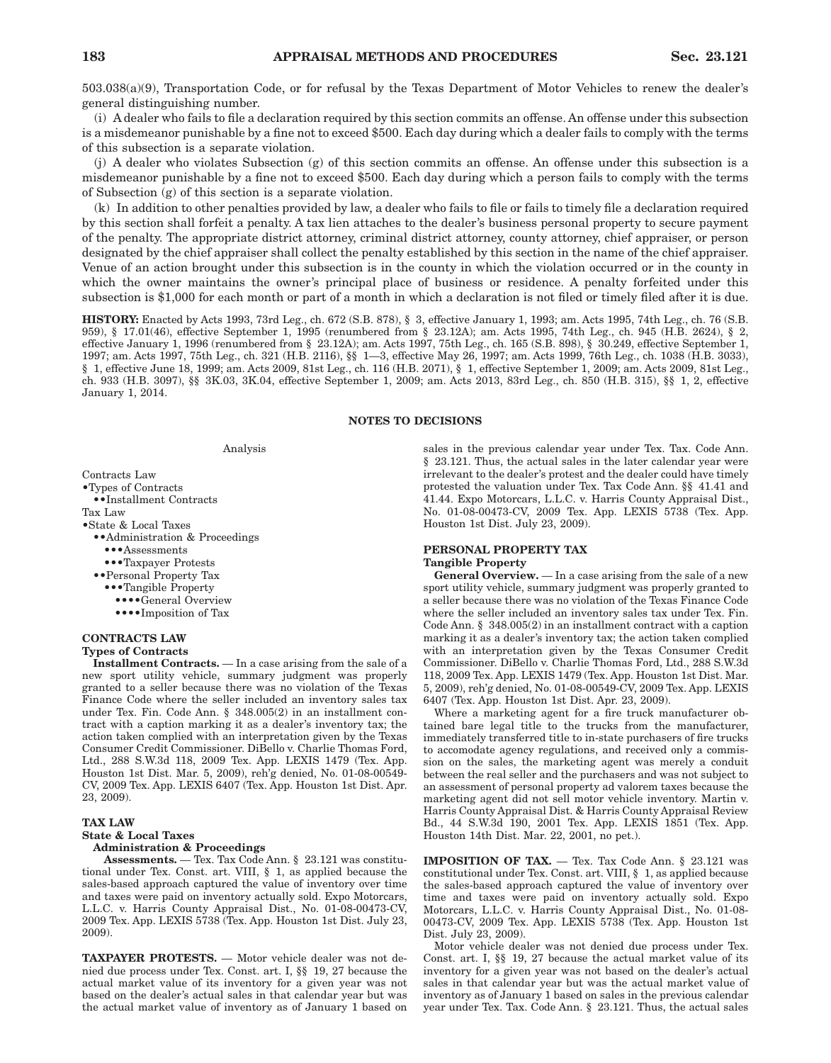503.038(a)(9), Transportation Code, or for refusal by the Texas Department of Motor Vehicles to renew the dealer's general distinguishing number.

(i) A dealer who fails to file a declaration required by this section commits an offense. An offense under this subsection is a misdemeanor punishable by a fine not to exceed $500. Each day during which a dealer fails to comply with the terms of this subsection is a separate violation.

(j) A dealer who violates Subsection (g) of this section commits an offense. An offense under this subsection is a misdemeanor punishable by a fine not to exceed $500. Each day during which a person fails to comply with the terms of Subsection (g) of this section is a separate violation.

(k) In addition to other penalties provided by law, a dealer who fails to file or fails to timely file a declaration required by this section shall forfeit a penalty. A tax lien attaches to the dealer's business personal property to secure payment of the penalty. The appropriate district attorney, criminal district attorney, county attorney, chief appraiser, or person designated by the chief appraiser shall collect the penalty established by this section in the name of the chief appraiser. Venue of an action brought under this subsection is in the county in which the violation occurred or in the county in which the owner maintains the owner's principal place of business or residence. A penalty forfeited under this subsection is $1,000 for each month or part of a month in which a declaration is not filed or timely filed after it is due.

**HISTORY:** Enacted by Acts 1993, 73rd Leg., ch. 672 (S.B. 878), § 3, effective January 1, 1993; am. Acts 1995, 74th Leg., ch. 76 (S.B. 959), § 17.01(46), effective September 1, 1995 (renumbered from § 23.12A); am. Acts 1995, 74th Leg., ch. 945 (H.B. 2624), § 2, effective January 1, 1996 (renumbered from § 23.12A); am. Acts 1997, 75th Leg., ch. 165 (S.B. 898), § 30.249, effective September 1, 1997; am. Acts 1997, 75th Leg., ch. 321 (H.B. 2116), §§ 1—3, effective May 26, 1997; am. Acts 1999, 76th Leg., ch. 1038 (H.B. 3033), § 1, effective June 18, 1999; am. Acts 2009, 81st Leg., ch. 116 (H.B. 2071), § 1, effective September 1, 2009; am. Acts 2009, 81st Leg., ch. 933 (H.B. 3097), §§ 3K.03, 3K.04, effective September 1, 2009; am. Acts 2013, 83rd Leg., ch. 850 (H.B. 315), §§ 1, 2, effective January 1, 2014.

## NOTES TO DECISIONS

Analysis

Contracts Law
- Types of Contracts
  - Installment Contracts

Tax Law
- State & Local Taxes
  - Administration & Proceedings
    - Assessments
    - Taxpayer Protests
  - Personal Property Tax
    - Tangible Property
      - General Overview
      - Imposition of Tax

### CONTRACTS LAW

#### Types of Contracts

**Installment Contracts.** — In a case arising from the sale of a new sport utility vehicle, summary judgment was properly granted to a seller because there was no violation of the Texas Finance Code where the seller included an inventory sales tax under Tex. Fin. Code Ann. § 348.005(2) in an installment contract with a caption marking it as a dealer's inventory tax; the action taken complied with an interpretation given by the Texas Consumer Credit Commissioner. DiBello v. Charlie Thomas Ford, Ltd., 288 S.W.3d 118, 2009 Tex. App. LEXIS 1479 (Tex. App. Houston 1st Dist. Mar. 5, 2009), reh'g denied, No. 01-08-00549-CV, 2009 Tex. App. LEXIS 6407 (Tex. App. Houston 1st Dist. Apr. 23, 2009).

### TAX LAW

#### State & Local Taxes

##### Administration & Proceedings

**Assessments.** — Tex. Tax Code Ann. § 23.121 was constitutional under Tex. Const. art. VIII, § 1, as applied because the sales-based approach captured the value of inventory over time and taxes were paid on inventory actually sold. Expo Motorcars, L.L.C. v. Harris County Appraisal Dist., No. 01-08-00473-CV, 2009 Tex. App. LEXIS 5738 (Tex. App. Houston 1st Dist. July 23, 2009).

**TAXPAYER PROTESTS.** — Motor vehicle dealer was not denied due process under Tex. Const. art. I, §§ 19, 27 because the actual market value of its inventory for a given year was not based on the dealer's actual sales in that calendar year but was the actual market value of inventory as of January 1 based on sales in the previous calendar year under Tex. Tax. Code Ann. § 23.121. Thus, the actual sales in the later calendar year were irrelevant to the dealer's protest and the dealer could have timely protested the valuation under Tex. Tax Code Ann. §§ 41.41 and 41.44. Expo Motorcars, L.L.C. v. Harris County Appraisal Dist., No. 01-08-00473-CV, 2009 Tex. App. LEXIS 5738 (Tex. App. Houston 1st Dist. July 23, 2009).

### PERSONAL PROPERTY TAX

#### Tangible Property

**General Overview.** — In a case arising from the sale of a new sport utility vehicle, summary judgment was properly granted to a seller because there was no violation of the Texas Finance Code where the seller included an inventory sales tax under Tex. Fin. Code Ann. § 348.005(2) in an installment contract with a caption marking it as a dealer's inventory tax; the action taken complied with an interpretation given by the Texas Consumer Credit Commissioner. DiBello v. Charlie Thomas Ford, Ltd., 288 S.W.3d 118, 2009 Tex. App. LEXIS 1479 (Tex. App. Houston 1st Dist. Mar. 5, 2009), reh'g denied, No. 01-08-00549-CV, 2009 Tex. App. LEXIS 6407 (Tex. App. Houston 1st Dist. Apr. 23, 2009).

Where a marketing agent for a fire truck manufacturer obtained bare legal title to the trucks from the manufacturer, immediately transferred title to in-state purchasers of fire trucks to accomodate agency regulations, and received only a commission on the sales, the marketing agent was merely a conduit between the real seller and the purchasers and was not subject to an assessment of personal property ad valorem taxes because the marketing agent did not sell motor vehicle inventory. Martin v. Harris County Appraisal Dist. & Harris County Appraisal Review Bd., 44 S.W.3d 190, 2001 Tex. App. LEXIS 1851 (Tex. App. Houston 14th Dist. Mar. 22, 2001, no pet.).

**IMPOSITION OF TAX.** — Tex. Tax Code Ann. § 23.121 was constitutional under Tex. Const. art. VIII, § 1, as applied because the sales-based approach captured the value of inventory over time and taxes were paid on inventory actually sold. Expo Motorcars, L.L.C. v. Harris County Appraisal Dist., No. 01-08-00473-CV, 2009 Tex. App. LEXIS 5738 (Tex. App. Houston 1st Dist. July 23, 2009).

Motor vehicle dealer was not denied due process under Tex. Const. art. I, §§ 19, 27 because the actual market value of its inventory for a given year was not based on the dealer's actual sales in that calendar year but was the actual market value of inventory as of January 1 based on sales in the previous calendar year under Tex. Tax. Code Ann. § 23.121. Thus, the actual sales